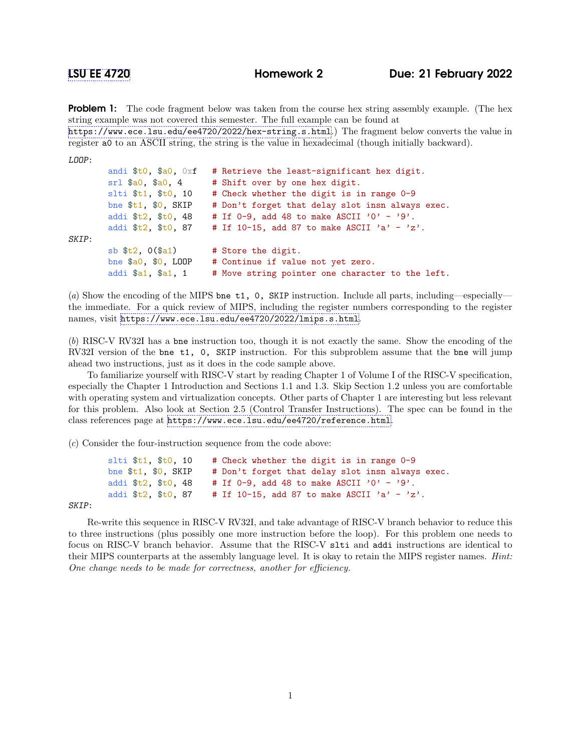LSU EE 4720 Homework 2 Due: 21 February 2022

**Problem 1:** The code fragment below was taken from the course hex string assembly example. (The hex string example was not covered this semester. The full example can be found at https://www.ece.lsu.edu/ee4720/2022/hex-string.s.html.) The fragment below converts the value in register a0 to an ASCII string, the string is the value in hexadecimal (though initially backward).

```
LOOP:
        andi $t0, $a0, 0xf   # Retrieve the least-significant hex digit.
        srl $a0, $a0, 4      # Shift over by one hex digit.
        slti $t1, $t0, 10    # Check whether the digit is in range 0-9
        bne $t1, $0, SKIP    # Don't forget that delay slot insn always exec.
        addi $t2, $t0, 48    # If 0-9, add 48 to make ASCII '0' - '9'.
        addi $t2, $t0, 87    # If 10-15, add 87 to make ASCII 'a' - 'z'.
SKIP:
        sb $t2, 0($a1)       # Store the digit.
        bne $a0, $0, LOOP    # Continue if value not yet zero.
        addi $a1, $a1, 1     # Move string pointer one character to the left.
```

(*a*) Show the encoding of the MIPS `bne t1, 0, SKIP` instruction. Include all parts, including—especially—the immediate. For a quick review of MIPS, including the register numbers corresponding to the register names, visit https://www.ece.lsu.edu/ee4720/2022/lmips.s.html.

(*b*) RISC-V RV32I has a `bne` instruction too, though it is not exactly the same. Show the encoding of the RV32I version of the `bne t1, 0, SKIP` instruction. For this subproblem assume that the `bne` will jump ahead two instructions, just as it does in the code sample above.

To familiarize yourself with RISC-V start by reading Chapter 1 of Volume I of the RISC-V specification, especially the Chapter 1 Introduction and Sections 1.1 and 1.3. Skip Section 1.2 unless you are comfortable with operating system and virtualization concepts. Other parts of Chapter 1 are interesting but less relevant for this problem. Also look at Section 2.5 (Control Transfer Instructions). The spec can be found in the class references page at https://www.ece.lsu.edu/ee4720/reference.html.

(*c*) Consider the four-instruction sequence from the code above:

```
        slti $t1, $t0, 10    # Check whether the digit is in range 0-9
        bne $t1, $0, SKIP    # Don't forget that delay slot insn always exec.
        addi $t2, $t0, 48    # If 0-9, add 48 to make ASCII '0' - '9'.
        addi $t2, $t0, 87    # If 10-15, add 87 to make ASCII 'a' - 'z'.
SKIP:
```

Re-write this sequence in RISC-V RV32I, and take advantage of RISC-V branch behavior to reduce this to three instructions (plus possibly one more instruction before the loop). For this problem one needs to focus on RISC-V branch behavior. Assume that the RISC-V `slti` and `addi` instructions are identical to their MIPS counterparts at the assembly language level. It is okay to retain the MIPS register names. *Hint: One change needs to be made for correctness, another for efficiency.*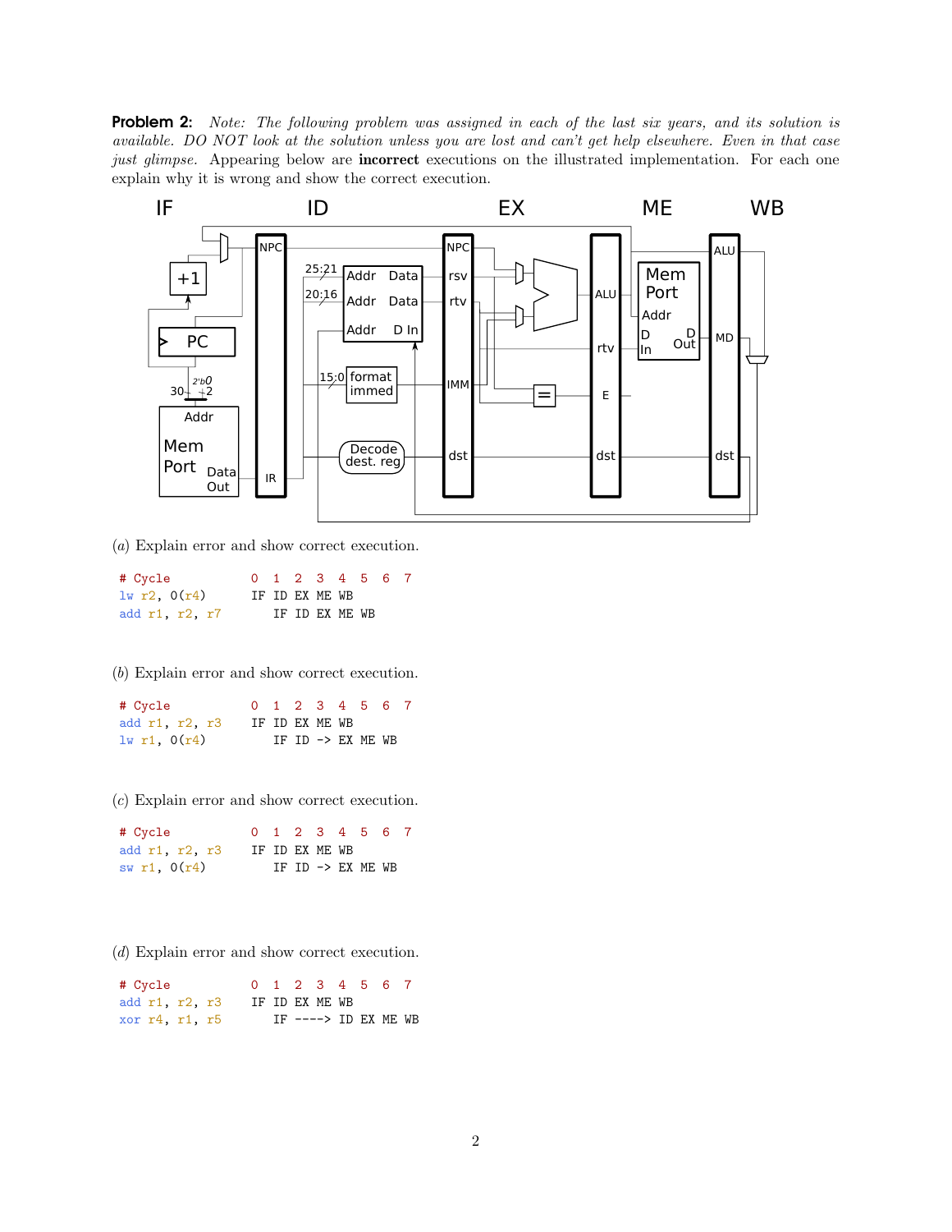**Problem 2:** *Note: The following problem was assigned in each of the last six years, and its solution is available. DO NOT look at the solution unless you are lost and can't get help elsewhere. Even in that case just glimpse.* Appearing below are **incorrect** executions on the illustrated implementation. For each one explain why it is wrong and show the correct execution.

IF
ID
EX
ME
WB
NPC
NPC
+1
25:21
Addr Data
rsv
20:16
Addr Data
rtv
ALU
Mem Port
ALU
PC
Addr D In
Addr
D In
D Out
MD
rtv
15:0
format immed
IMM
=
E
30
2'b0
2
Addr
Mem Port
Data Out
Decode dest. reg
dst
dst
dst
IR

(*a*) Explain error and show correct execution.

```
# Cycle          0  1  2  3  4  5  6  7
lw r2, 0(r4)     IF ID EX ME WB
add r1, r2, r7      IF ID EX ME WB
```

(*b*) Explain error and show correct execution.

```
# Cycle          0  1  2  3  4  5  6  7
add r1, r2, r3   IF ID EX ME WB
lw r1, 0(r4)        IF ID -> EX ME WB
```

(*c*) Explain error and show correct execution.

```
# Cycle          0  1  2  3  4  5  6  7
add r1, r2, r3   IF ID EX ME WB
sw r1, 0(r4)        IF ID -> EX ME WB
```

(*d*) Explain error and show correct execution.

```
# Cycle          0  1  2  3  4  5  6  7
add r1, r2, r3   IF ID EX ME WB
xor r4, r1, r5      IF ----> ID EX ME WB
```